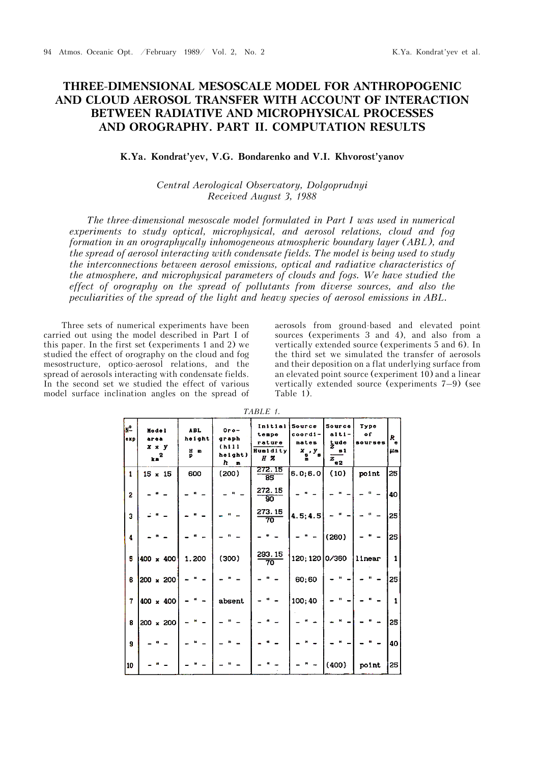# THREE-DIMENSIONAL MESOSCALE MODEL FOR ANTHROPOGENIC AND CLOUD AEROSOL TRANSFER WITH ACCOUNT OF INTERACTION BETWEEN RADIATIVE AND MICROPHYSICAL PROCESSES AND OROGRAPHY. PART II. COMPUTATION RESULTS

**K.Ya. Kondrat'yev, V.G. Bondarenko and V.I. Khvorost'yanov**

*Central Aerological Observatory, Dolgoprudnyi*
*Received August 3, 1988*

*The three-dimensional mesoscale model formulated in Part I was used in numerical experiments to study optical, microphysical, and aerosol relations, cloud and fog formation in an orographycally inhomogeneous atmospheric boundary layer (ABL), and the spread of aerosol interacting with condensate fields. The model is being used to study the interconnections between aerosol emissions, optical and radiative characteristics of the atmosphere, and microphysical parameters of clouds and fogs. We have studied the effect of orography on the spread of pollutants from diverse sources, and also the peculiarities of the spread of the light and heavy species of aerosol emissions in ABL.*

Three sets of numerical experiments have been carried out using the model described in Part I of this paper. In the first set (experiments 1 and 2) we studied the effect of orography on the cloud and fog mesostructure, optico-aerosol relations, and the spread of aerosols interacting with condensate fields. In the second set we studied the effect of various model surface inclination angles on the spread of aerosols from ground-based and elevated point sources (experiments 3 and 4), and also from a vertically extended source (experiments 5 and 6). In the third set we simulated the transfer of aerosols and their deposition on a flat underlying surface from an elevated point source (experiment 10) and a linear vertically extended source (experiments 7–9) (see Table 1).

*TABLE 1.*

| № exp | Model area $x \times y$ km$^2$ | ABL height $H_p$ m | Orograph (hill height) $h$ m | Initial temperature / Humidity $H$ % | Source coordinates $x_s, y_s$ | Source altitude $z_{s1}$ / $z_{s2}$ | Type of sourses | $R_e$ μm |
|---|---|---|---|---|---|---|---|---|
| 1 | 15 × 15 | 600 | (200) | 272.15 / 85 | 6.0; 6.0 | (10) | point | 25 |
| 2 | – " – | – " – | – " – | 272.15 / 90 | – " – | – " – | – " – | 40 |
| 3 | – " – | – " – | – " – | 273.15 / 70 | 4.5; 4.5 | – " – | – " – | 25 |
| 4 | – " – | – " – | – " – | – " – | – " – | (260) | – " – | 25 |
| 5 | 400 × 400 | 1.200 | (300) | 293.15 / 70 | 120; 120 | 0/360 | linear | 1 |
| 6 | 200 × 200 | – " – | – " – | – " – | 60; 60 | – " – | – " – | 25 |
| 7 | 400 × 400 | – " – | absent | – " – | 100; 40 | – " – | – " – | 1 |
| 8 | 200 × 200 | – " – | – " – | – " – | – " – | – " – | – " – | 25 |
| 9 | – " – | – " – | – " – | – " – | – " – | – " – | – " – | 40 |
| 10 | – " – | – " – | – " – | – " – | – " – | (400) | point | 25 |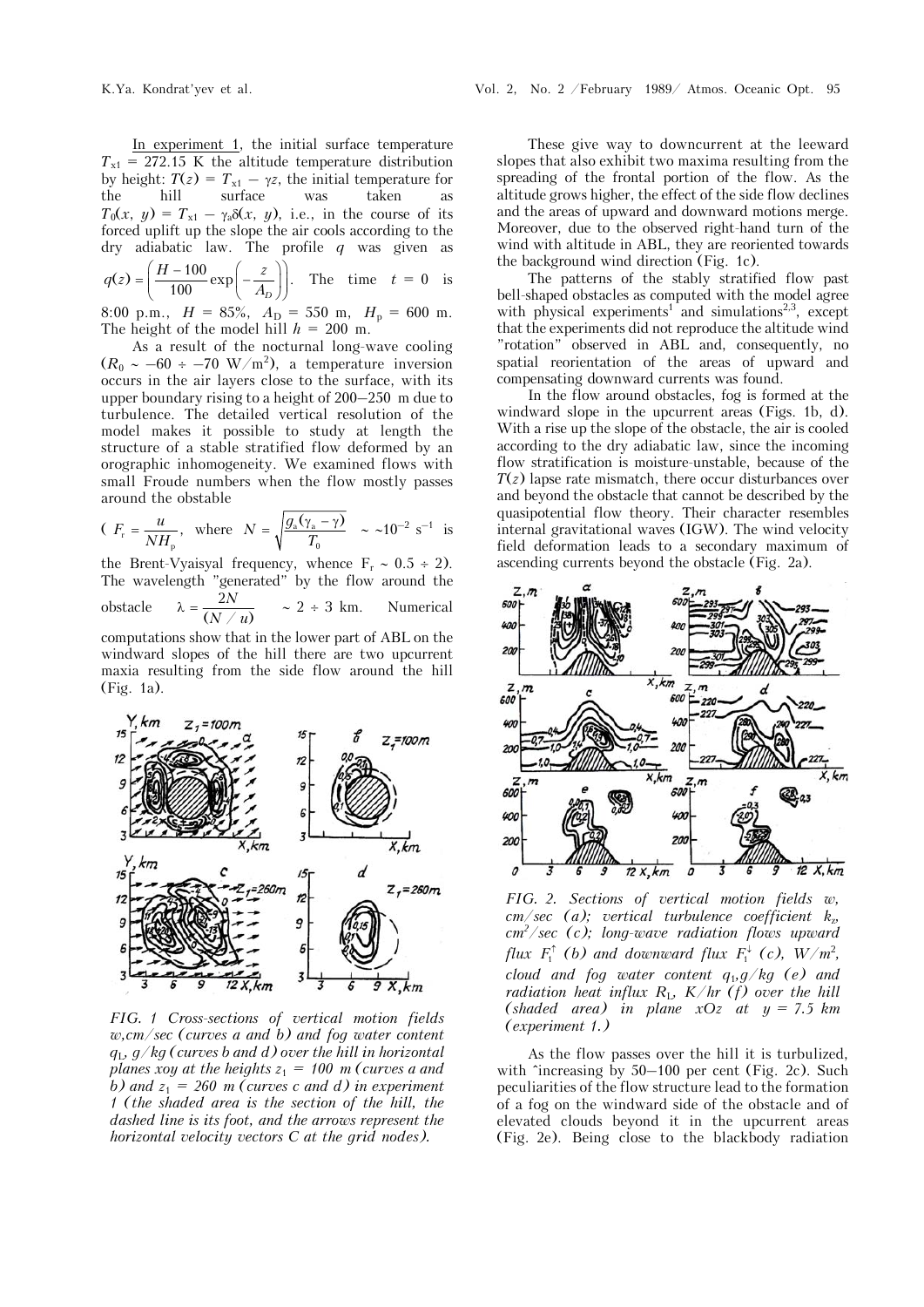In experiment 1, the initial surface temperature $T_{x1} = 272.15$ K the altitude temperature distribution by height: $T(z) = T_{x1} - \gamma z$, the initial temperature for the hill surface was taken as $T_0(x, y) = T_{x1} - \gamma_a \delta(x, y)$, i.e., in the course of its forced uplift up the slope the air cools according to the dry adiabatic law. The profile $q$ was given as $q(z) = \left(\frac{H - 100}{100}\exp\left(-\frac{z}{A_D}\right)\right)$. The time $t = 0$ is 8:00 p.m., $H = 85\%$, $A_D = 550$ m, $H_p = 600$ m. The height of the model hill $h = 200$ m.

As a result of the nocturnal long-wave cooling ($R_0 \sim -60 \div -70$ W/m$^2$), a temperature inversion occurs in the air layers close to the surface, with its upper boundary rising to a height of 200–250 m due to turbulence. The detailed vertical resolution of the model makes it possible to study at length the structure of a stable stratified flow deformed by an orographic inhomogeneity. We examined flows with small Froude numbers when the flow mostly passes around the obstable

($F_r = \frac{u}{NH_p}$, where $N = \sqrt{\frac{g_a(\gamma_a - \gamma)}{T_0}} \sim \sim 10^{-2}$ s$^{-1}$ is the Brent-Vyaisyal frequency, whence $F_r \sim 0.5 \div 2$). The wavelength "generated" by the flow around the obstacle $\lambda = \frac{2N}{(N/u)} \sim 2 \div 3$ km. Numerical computations show that in the lower part of ABL on the windward slopes of the hill there are two upcurrent maxia resulting from the side flow around the hill (Fig. 1a).

FIG. 1 Cross-sections of vertical motion fields $w$, cm/sec (curves a and b) and fog water content $q_L$, g/kg (curves b and d) over the hill in horizontal planes xoy at the heights $z_1 = 100$ m (curves a and b) and $z_1 = 260$ m (curves c and d) in experiment 1 (the shaded area is the section of the hill, the dashed line is its foot, and the arrows represent the horizontal velocity vectors C at the grid nodes).

These give way to downcurrent at the leeward slopes that also exhibit two maxima resulting from the spreading of the frontal portion of the flow. As the altitude grows higher, the effect of the side flow declines and the areas of upward and downward motions merge. Moreover, due to the observed right-hand turn of the wind with altitude in ABL, they are reoriented towards the background wind direction (Fig. 1c).

The patterns of the stably stratified flow past bell-shaped obstacles as computed with the model agree with physical experiments[1] and simulations[2,3], except that the experiments did not reproduce the altitude wind "rotation" observed in ABL and, consequently, no spatial reorientation of the areas of upward and compensating downward currents was found.

In the flow around obstacles, fog is formed at the windward slope in the upcurrent areas (Figs. 1b, d). With a rise up the slope of the obstacle, the air is cooled according to the dry adiabatic law, since the incoming flow stratification is moisture-unstable, because of the $T(z)$ lapse rate mismatch, there occur disturbances over and beyond the obstacle that cannot be described by the quasipotential flow theory. Their character resembles internal gravitational waves (IGW). The wind velocity field deformation leads to a secondary maximum of ascending currents beyond the obstacle (Fig. 2a).

FIG. 2. Sections of vertical motion fields $w$, cm/sec (a); vertical turbulence coefficient $k_z$, cm$^2$/sec (c); long-wave radiation flows upward flux $F_l^{\uparrow}$ (b) and downward flux $F_l^{\downarrow}$ (c), W/m$^2$, cloud and fog water content $q_L$, g/kg (e) and radiation heat influx $R_L$, K/hr (f) over the hill (shaded area) in plane xOz at $y = 7.5$ km (experiment 1.)

As the flow passes over the hill it is turbulized, with ˆincreasing by 50–100 per cent (Fig. 2c). Such peculiarities of the flow structure lead to the formation of a fog on the windward side of the obstacle and of elevated clouds beyond it in the upcurrent areas (Fig. 2e). Being close to the blackbody radiation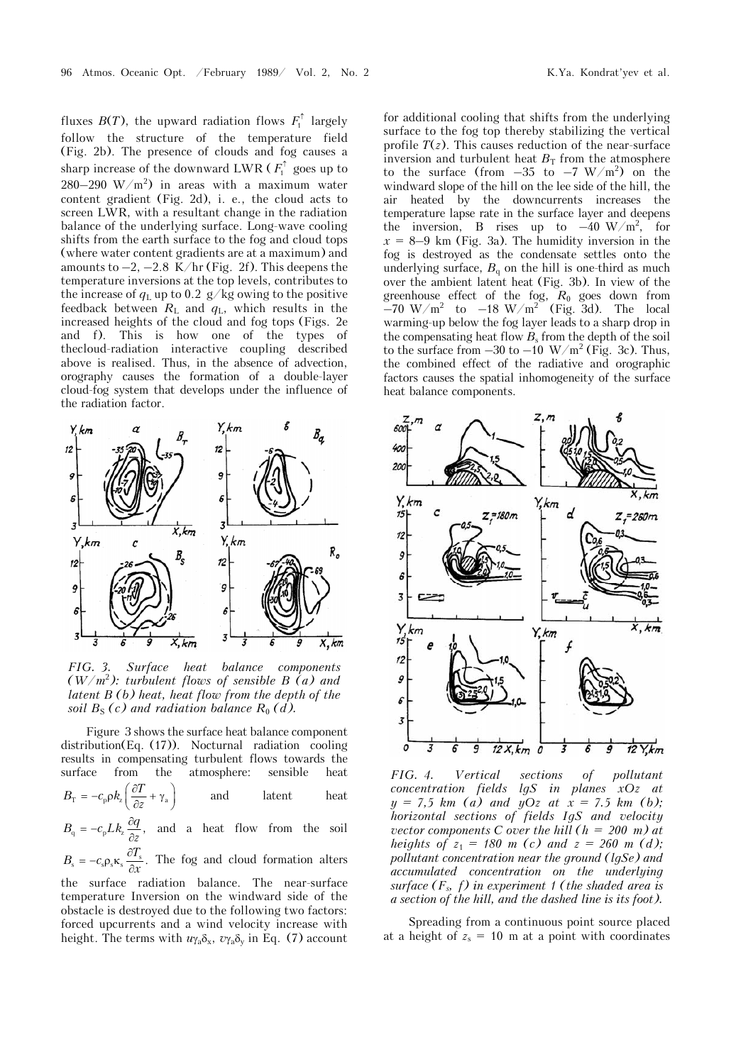fluxes $B(T)$, the upward radiation flows $F_1^{\uparrow}$ largely follow the structure of the temperature field (Fig. 2b). The presence of clouds and fog causes a sharp increase of the downward LWR ($F_1^{\uparrow}$ goes up to 280–290 W/m$^2$) in areas with a maximum water content gradient (Fig. 2d), i. e., the cloud acts to screen LWR, with a resultant change in the radiation balance of the underlying surface. Long-wave cooling shifts from the earth surface to the fog and cloud tops (where water content gradients are at a maximum) and amounts to −2, −2.8 K/hr (Fig. 2f). This deepens the temperature inversions at the top levels, contributes to the increase of $q_L$ up to 0.2 g/kg owing to the positive feedback between $R_L$ and $q_L$, which results in the increased heights of the cloud and fog tops (Figs. 2e and f). This is how one of the types of thecloud-radiation interactive coupling described above is realised. Thus, in the absence of advection, orography causes the formation of a double-layer cloud-fog system that develops under the influence of the radiation factor.

*FIG. 3. Surface heat balance components (W/m$^2$): turbulent flows of sensible B (a) and latent B (b) heat, heat flow from the depth of the soil $B_S$ (c) and radiation balance $R_0$ (d).*

Figure 3 shows the surface heat balance component distribution(Eq. (17)). Nocturnal radiation cooling results in compensating turbulent flows towards the surface from the atmosphere: sensible heat $B_T = -c_p \rho k_z \left( \frac{\partial T}{\partial z} + \gamma_a \right)$ and latent heat $B_q = -c_p L k_z \frac{\partial q}{\partial z}$, and a heat flow from the soil $B_s = -c_s \rho_s \kappa_s \frac{\partial T_s}{\partial x}$. The fog and cloud formation alters the surface radiation balance. The near-surface temperature Inversion on the windward side of the obstacle is destroyed due to the following two factors: forced upcurrents and a wind velocity increase with height. The terms with $u\gamma_a\delta_x$, $v\gamma_a\delta_y$ in Eq. (7) account for additional cooling that shifts from the underlying surface to the fog top thereby stabilizing the vertical profile $T(z)$. This causes reduction of the near-surface inversion and turbulent heat $B_T$ from the atmosphere to the surface (from −35 to −7 W/m$^2$) on the windward slope of the hill on the lee side of the hill, the air heated by the downcurrents increases the temperature lapse rate in the surface layer and deepens the inversion, B rises up to −40 W/m$^2$, for $x$ = 8–9 km (Fig. 3a). The humidity inversion in the fog is destroyed as the condensate settles onto the underlying surface, $B_q$ on the hill is one-third as much over the ambient latent heat (Fig. 3b). In view of the greenhouse effect of the fog, $R_0$ goes down from −70 W/m$^2$ to −18 W/m$^2$ (Fig. 3d). The local warming-up below the fog layer leads to a sharp drop in the compensating heat flow $B_s$ from the depth of the soil to the surface from −30 to −10 W/m$^2$ (Fig. 3c). Thus, the combined effect of the radiative and orographic factors causes the spatial inhomogeneity of the surface heat balance components.

*FIG. 4. Vertical sections of pollutant concentration fields lgS in planes xOz at y = 7,5 km (a) and yOz at x = 7.5 km (b); horizontal sections of fields IgS and velocity vector components C over the hill (h = 200 m) at heights of $z_1$ = 180 m (c) and z = 260 m (d); pollutant concentration near the ground (lgSe) and accumulated concentration on the underlying surface ($F_s$, f) in experiment 1 (the shaded area is a section of the hill, and the dashed line is its foot).*

Spreading from a continuous point source placed at a height of $z_s$ = 10 m at a point with coordinates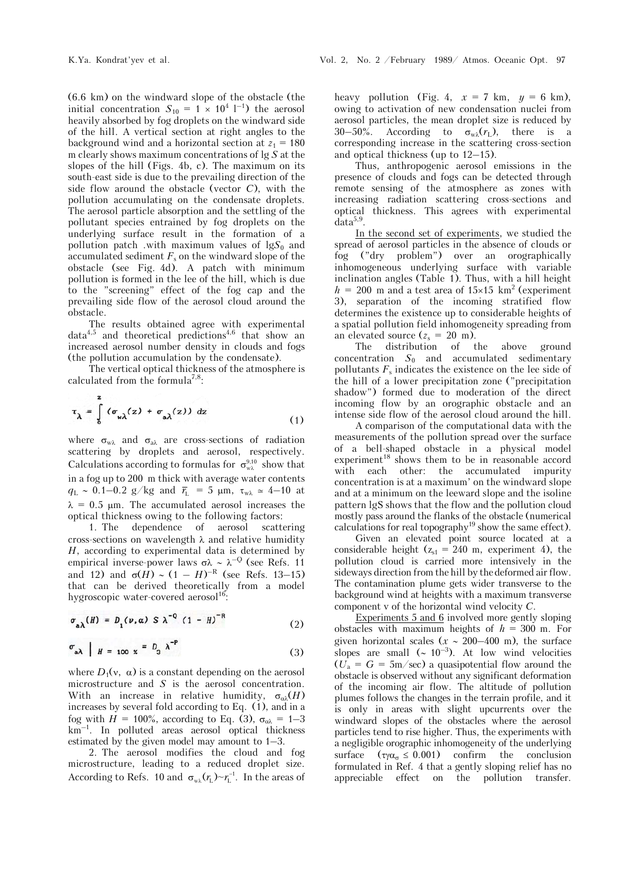(6.6 km) on the windward slope of the obstacle (the initial concentration $S_{10} = 1 \times 10^4$ $l^{-1}$) the aerosol heavily absorbed by fog droplets on the windward side of the hill. A vertical section at right angles to the background wind and a horizontal section at $z_1 = 180$ m clearly shows maximum concentrations of lg $S$ at the slopes of the hill (Figs. 4b, c). The maximum on its south-east side is due to the prevailing direction of the side flow around the obstacle (vector $C$), with the pollution accumulating on the condensate droplets. The aerosol particle absorption and the settling of the pollutant species entrained by fog droplets on the underlying surface result in the formation of a pollution patch .with maximum values of lg$S_0$ and accumulated sediment $F_s$ on the windward slope of the obstacle (see Fig. 4d). A patch with minimum pollution is formed in the lee of the hill, which is due to the "screening" effect of the fog cap and the prevailing side flow of the aerosol cloud around the obstacle.

The results obtained agree with experimental data[4,5] and theoretical predictions[4,6] that show an increased aerosol number density in clouds and fogs (the pollution accumulation by the condensate).

The vertical optical thickness of the atmosphere is calculated from the formula[7,8]:

$$\tau_\lambda = \int_0^z (\sigma_{w\lambda}(z) + \sigma_{a\lambda}(z))\, dz \tag{1}$$

where $\sigma_{w\lambda}$ and $\sigma_{a\lambda}$ are cross-sections of radiation scattering by droplets and aerosol, respectively. Calculations according to formulas for $\sigma_{w\lambda}^{9,10}$ show that in a fog up to 200 m thick with average water contents $q_L \sim 0.1–0.2$ g/kg and $\bar{r}_L = 5$ μm, $\tau_{w\lambda} \simeq 4–10$ at $\lambda = 0.5$ μm. The accumulated aerosol increases the optical thickness owing to the following factors:

1. The dependence of aerosol scattering cross-sections on wavelength $\lambda$ and relative humidity $H$, according to experimental data is determined by empirical inverse-power laws $\sigma\lambda \sim \lambda^{-Q}$ (see Refs. 11 and 12) and $\sigma(H) \sim (1 - H)^{-R}$ (see Refs. 13–15) that can be derived theoretically from a model hygroscopic water-covered aerosol[16]:

$$\sigma_{a\lambda}(H) = D_1(\nu, \alpha)\, S\, \lambda^{-Q}\, (1 - H)^{-R} \tag{2}$$

$$\sigma_{a\lambda}\Big|_{H = 100\,\%} = D_3\, \lambda^{-P} \tag{3}$$

where $D_1(\nu, \alpha)$ is a constant depending on the aerosol microstructure and $S$ is the aerosol concentration. With an increase in relative humidity, $\sigma_{a\lambda}(H)$ increases by several fold according to Eq. (1), and in a fog with $H = 100\%$, according to Eq. (3), $\sigma_{a\lambda} = 1–3$ km$^{-1}$. In polluted areas aerosol optical thickness estimated by the given model may amount to 1–3.

2. The aerosol modifies the cloud and fog microstructure, leading to a reduced droplet size. According to Refs. 10 and $\sigma_{w\lambda}(r_L) \sim r_L^{-1}$. In the areas of heavy pollution (Fig. 4, $x = 7$ km, $y = 6$ km), owing to activation of new condensation nuclei from aerosol particles, the mean droplet size is reduced by 30–50%. According to $\sigma_{w\lambda}(r_L)$, there is a corresponding increase in the scattering cross-section and optical thickness (up to 12–15).

Thus, anthropogenic aerosol emissions in the presence of clouds and fogs can be detected through remote sensing of the atmosphere as zones with increasing radiation scattering cross-sections and optical thickness. This agrees with experimental data[5,9].

In the second set of experiments, we studied the spread of aerosol particles in the absence of clouds or fog ("dry problem") over an orographically inhomogeneous underlying surface with variable inclination angles (Table 1). Thus, with a hill height $h = 200$ m and a test area of 15×15 km$^2$ (experiment 3), separation of the incoming stratified flow determines the existence up to considerable heights of a spatial pollution field inhomogeneity spreading from an elevated source ($z_s = 20$ m).

The distribution of the above ground concentration $S_0$ and accumulated sedimentary pollutants $F_s$ indicates the existence on the lee side of the hill of a lower precipitation zone ("precipitation shadow") formed due to moderation of the direct incoming flow by an orographic obstacle and an intense side flow of the aerosol cloud around the hill.

A comparison of the computational data with the measurements of the pollution spread over the surface of a bell-shaped obstacle in a physical model experiment[18] shows them to be in reasonable accord with each other: the accumulated impurity concentration is at a maximum' on the windward slope and at a minimum on the leeward slope and the isoline pattern lgS shows that the flow and the pollution cloud mostly pass around the flanks of the obstacle (numerical calculations for real topography[19] show the same effect).

Given an elevated point source located at a considerable height ($z_{s1} = 240$ m, experiment 4), the pollution cloud is carried more intensively in the sideways direction from the hill by the deformed air flow. The contamination plume gets wider transverse to the background wind at heights with a maximum transverse component v of the horizontal wind velocity $C$.

Experiments 5 and 6 involved more gently sloping obstacles with maximum heights of $h = 300$ m. For given horizontal scales ($x \sim 200–400$ m), the surface slopes are small ($\sim 10^{-3}$). At low wind velocities ($U_a = G = 5$m/sec) a quasipotential flow around the obstacle is observed without any significant deformation of the incoming air flow. The altitude of pollution plumes follows the changes in the terrain profile, and it is only in areas with slight upcurrents over the windward slopes of the obstacles where the aerosol particles tend to rise higher. Thus, the experiments with a negligible orographic inhomogeneity of the underlying surface ($\tau\gamma\alpha_\sigma \leq 0.001$) confirm the conclusion formulated in Ref. 4 that a gently sloping relief has no appreciable effect on the pollution transfer.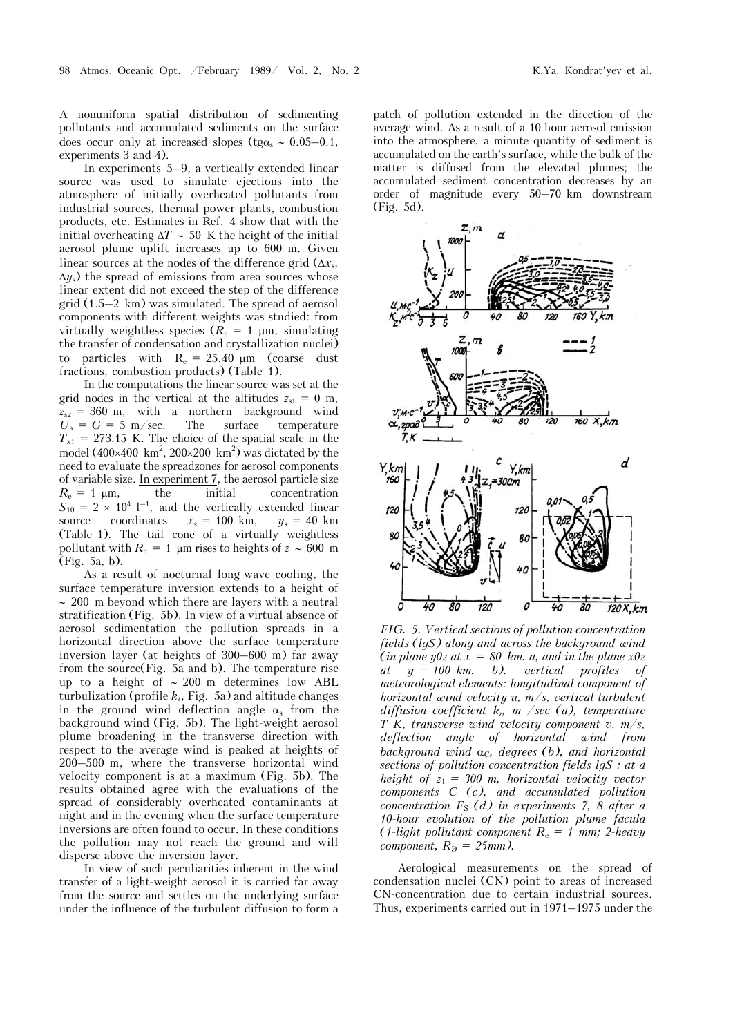A nonuniform spatial distribution of sedimenting pollutants and accumulated sediments on the surface does occur only at increased slopes ($tg\alpha_s \sim 0.05$–$0.1$, experiments 3 and 4).

In experiments 5–9, a vertically extended linear source was used to simulate ejections into the atmosphere of initially overheated pollutants from industrial sources, thermal power plants, combustion products, etc. Estimates in Ref. 4 show that with the initial overheating $\Delta T \sim 50$ K the height of the initial aerosol plume uplift increases up to 600 m. Given linear sources at the nodes of the difference grid ($\Delta x_s$, $\Delta y_s$) the spread of emissions from area sources whose linear extent did not exceed the step of the difference grid (1.5–2 km) was simulated. The spread of aerosol components with different weights was studied: from virtually weightless species ($R_e = 1$ μm, simulating the transfer of condensation and crystallization nuclei) to particles with $R_e = 25.40$ μm (coarse dust fractions, combustion products) (Table 1).

In the computations the linear source was set at the grid nodes in the vertical at the altitudes $z_{s1} = 0$ m, $z_{s2} = 360$ m, with a northern background wind $U_a = G = 5$ m/sec. The surface temperature $T_{s1} = 273.15$ K. The choice of the spatial scale in the model (400×400 km², 200×200 km²) was dictated by the need to evaluate the spreadzones for aerosol components of variable size. <u>In experiment 7</u>, the aerosol particle size $R_e = 1$ μm, the initial concentration $S_{10} = 2 \times 10^4$ $l^{-1}$, and the vertically extended linear source coordinates $x_s = 100$ km, $y_s = 40$ km (Table 1). The tail cone of a virtually weightless pollutant with $R_e = 1$ μm rises to heights of $z \sim 600$ m (Fig. 5a, b).

As a result of nocturnal long-wave cooling, the surface temperature inversion extends to a height of ~ 200 m beyond which there are layers with a neutral stratification (Fig. 5b). In view of a virtual absence of aerosol sedimentation the pollution spreads in a horizontal direction above the surface temperature inversion layer (at heights of 300–600 m) far away from the source(Fig. 5a and b). The temperature rise up to a height of ~ 200 m determines low ABL turbulization (profile $k_z$, Fig. 5a) and altitude changes in the ground wind deflection angle $\alpha_s$ from the background wind (Fig. 5b). The light-weight aerosol plume broadening in the transverse direction with respect to the average wind is peaked at heights of 200–500 m, where the transverse horizontal wind velocity component is at a maximum (Fig. 5b). The results obtained agree with the evaluations of the spread of considerably overheated contaminants at night and in the evening when the surface temperature inversions are often found to occur. In these conditions the pollution may not reach the ground and will disperse above the inversion layer.

In view of such peculiarities inherent in the wind transfer of a light-weight aerosol it is carried far away from the source and settles on the underlying surface under the influence of the turbulent diffusion to form a patch of pollution extended in the direction of the average wind. As a result of a 10-hour aerosol emission into the atmosphere, a minute quantity of sediment is accumulated on the earth's surface, while the bulk of the matter is diffused from the elevated plumes; the accumulated sediment concentration decreases by an order of magnitude every 50–70 km downstream (Fig. 5d).

*FIG. 5. Vertical sections of pollution concentration fields (lgS) along and across the background wind (in plane y0z at x = 80 km. a, and in the plane x0z at y = 100 km. b). vertical profiles of meteorological elements: longitudinal component of horizontal wind velocity u, m/s, vertical turbulent diffusion coefficient $k_z$, m /sec (a), temperature T K, transverse wind velocity component v, m/s, deflection angle of horizontal wind from background wind $\alpha_C$, degrees (b), and horizontal sections of pollution concentration fields lgS : at a height of $z_1 = 300$ m, horizontal velocity vector components C (c), and accumulated pollution concentration $F_S$ (d) in experiments 7, 8 after a 10-hour evolution of the pollution plume facula (1-light pollutant component $R_e = 1$ mm; 2-heavy component, $R_Э = 25$mm).*

Aerological measurements on the spread of condensation nuclei (CN) point to areas of increased CN-concentration due to certain industrial sources. Thus, experiments carried out in 1971–1975 under the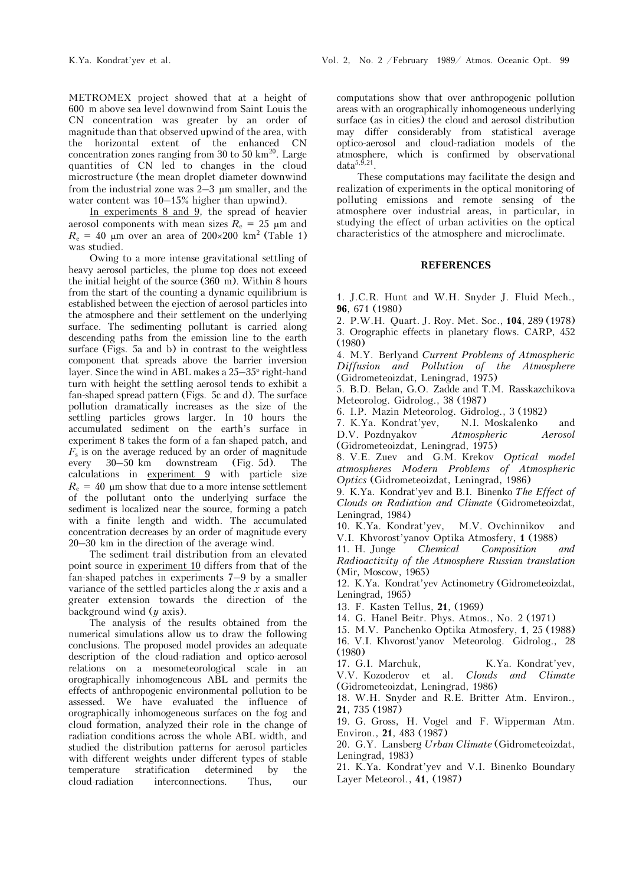METROMEX project showed that at a height of 600 m above sea level downwind from Saint Louis the CN concentration was greater by an order of magnitude than that observed upwind of the area, with the horizontal extent of the enhanced CN concentration zones ranging from 30 to 50 km[20]. Large quantities of CN led to changes in the cloud microstructure (the mean droplet diameter downwind from the industrial zone was 2–3 μm smaller, and the water content was 10–15% higher than upwind).

In experiments 8 and 9, the spread of heavier aerosol components with mean sizes $R_e$ = 25 μm and $R_e$ = 40 μm over an area of 200×200 km$^2$ (Table 1) was studied.

Owing to a more intense gravitational settling of heavy aerosol particles, the plume top does not exceed the initial height of the source (360 m). Within 8 hours from the start of the counting a dynamic equilibrium is established between the ejection of aerosol particles into the atmosphere and their settlement on the underlying surface. The sedimenting pollutant is carried along descending paths from the emission line to the earth surface (Figs. 5a and b) in contrast to the weightless component that spreads above the barrier inversion layer. Since the wind in ABL makes a 25–35° right-hand turn with height the settling aerosol tends to exhibit a fan-shaped spread pattern (Figs. 5c and d). The surface pollution dramatically increases as the size of the settling particles grows larger. In 10 hours the accumulated sediment on the earth's surface in experiment 8 takes the form of a fan-shaped patch, and $F_s$ is on the average reduced by an order of magnitude every 30–50 km downstream (Fig. 5d). The calculations in experiment 9 with particle size $R_e$ = 40 μm show that due to a more intense settlement of the pollutant onto the underlying surface the sediment is localized near the source, forming a patch with a finite length and width. The accumulated concentration decreases by an order of magnitude every 20–30 km in the direction of the average wind.

The sediment trail distribution from an elevated point source in experiment 10 differs from that of the fan-shaped patches in experiments 7–9 by a smaller variance of the settled particles along the $x$ axis and a greater extension towards the direction of the background wind ($y$ axis).

The analysis of the results obtained from the numerical simulations allow us to draw the following conclusions. The proposed model provides an adequate description of the cloud-radiation and optico-aerosol relations on a mesometeorological scale in an orographically inhomogeneous ABL and permits the effects of anthropogenic environmental pollution to be assessed. We have evaluated the influence of orographically inhomogeneous surfaces on the fog and cloud formation, analyzed their role in the change of radiation conditions across the whole ABL width, and studied the distribution patterns for aerosol particles with different weights under different types of stable temperature stratification determined by the cloud-radiation interconnections. Thus, our computations show that over anthropogenic pollution areas with an orographically inhomogeneous underlying surface (as in cities) the cloud and aerosol distribution may differ considerably from statistical average optico-aerosol and cloud-radiation models of the atmosphere, which is confirmed by observational data[5,9,21].

These computations may facilitate the design and realization of experiments in the optical monitoring of polluting emissions and remote sensing of the atmosphere over industrial areas, in particular, in studying the effect of urban activities on the optical characteristics of the atmosphere and microclimate.

## REFERENCES

1. J.C.R. Hunt and W.H. Snyder J. Fluid Mech., **96**, 671 (1980)
2. P.W.H. Quart. J. Roy. Met. Soc., **104**, 289 (1978)
3. Orographic effects in planetary flows. CARP, 452 (1980)
4. M.Y. Berlyand *Current Problems of Atmospheric Diffusion and Pollution of the Atmosphere* (Gidrometeoizdat, Leningrad, 1975)
5. B.D. Belan, G.O. Zadde and T.M. Rasskazchikova Meteorolog. Gidrolog., 38 (1987)
6. I.P. Mazin Meteorolog. Gidrolog., 3 (1982)
7. K.Ya. Kondrat'yev, N.I. Moskalenko and D.V. Pozdnyakov *Atmospheric Aerosol* (Gidrometeoizdat, Leningrad, 1975)
8. V.E. Zuev and G.M. Krekov *Optical model atmospheres Modern Problems of Atmospheric Optics* (Gidrometeoizdat, Leningrad, 1986)
9. K.Ya. Kondrat'yev and B.I. Binenko *The Effect of Clouds on Radiation and Climate* (Gidrometeoizdat, Leningrad, 1984)
10. K.Ya. Kondrat'yev, M.V. Ovchinnikov and V.I. Khvorost'yanov Optika Atmosfery, **1** (1988)
11. H. Junge *Chemical Composition and Radioactivity of the Atmosphere Russian translation* (Mir, Moscow, 1965)
12. K.Ya. Kondrat'yev Actinometry (Gidrometeoizdat, Leningrad, 1965)
13. F. Kasten Tellus, **21**, (1969)
14. G. Hanel Beitr. Phys. Atmos., No. 2 (1971)
15. M.V. Panchenko Optika Atmosfery, **1**, 25 (1988)
16. V.I. Khvorost'yanov Meteorolog. Gidrolog., 28 (1980)
17. G.I. Marchuk, K.Ya. Kondrat'yev, V.V. Kozoderov et al. *Clouds and Climate* (Gidrometeoizdat, Leningrad, 1986)
18. W.H. Snyder and R.E. Britter Atm. Environ., **21**, 735 (1987)
19. G. Gross, H. Vogel and F. Wipperman Atm. Environ., **21**, 483 (1987)
20. G.Y. Lansberg *Urban Climate* (Gidrometeoizdat, Leningrad, 1983)
21. K.Ya. Kondrat'yev and V.I. Binenko Boundary Layer Meteorol., **41**, (1987)